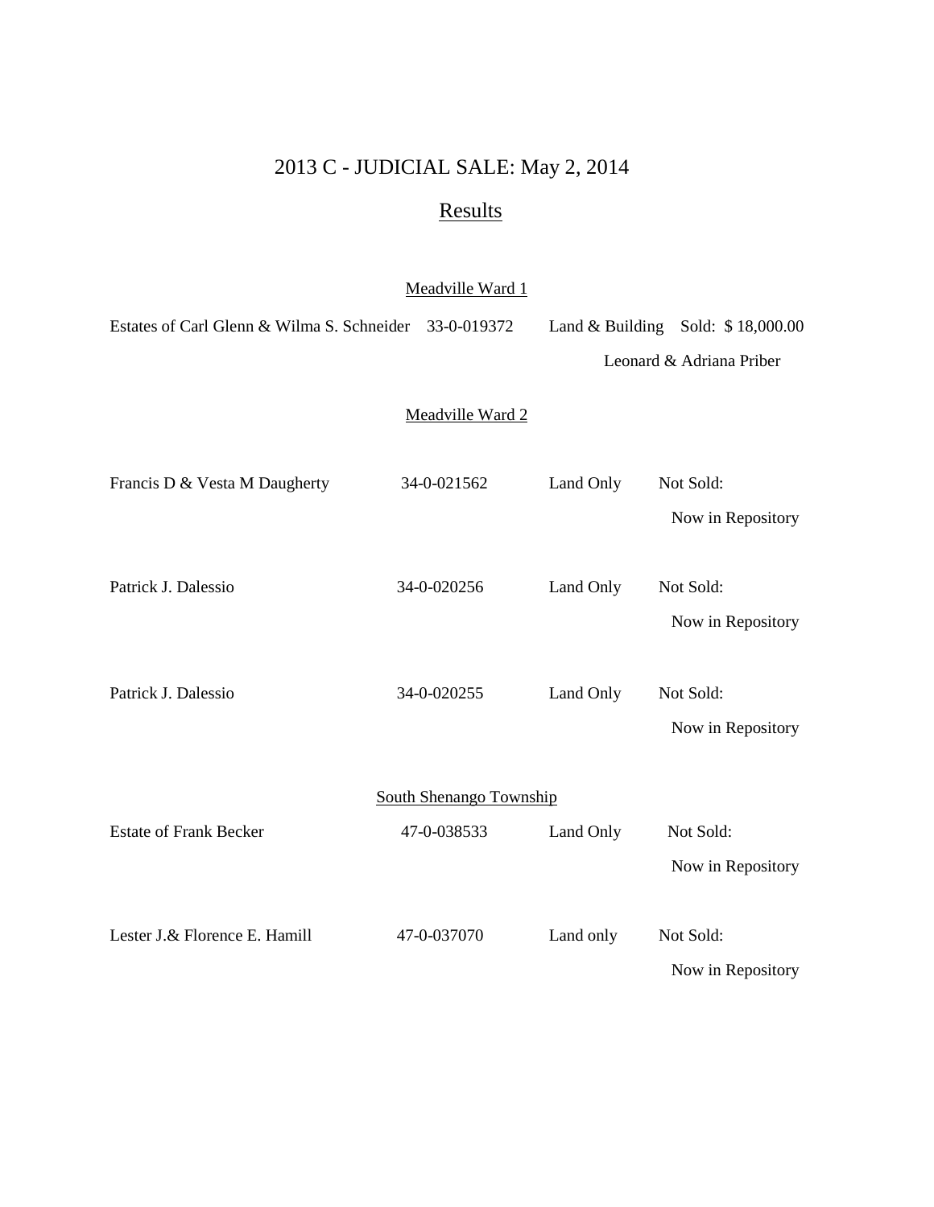# 2013 C - JUDICIAL SALE: May 2, 2014

## Results

### Meadville Ward 1

| Owner | Parcel | Type | Result |
|---|---|---|---|
| Estates of Carl Glenn & Wilma S. Schneider | 33-0-019372 | Land & Building | Sold: $ 18,000.00 Leonard & Adriana Priber |

### Meadville Ward 2

| Owner | Parcel | Type | Result |
|---|---|---|---|
| Francis D & Vesta M Daugherty | 34-0-021562 | Land Only | Not Sold: Now in Repository |
| Patrick J. Dalessio | 34-0-020256 | Land Only | Not Sold: Now in Repository |
| Patrick J. Dalessio | 34-0-020255 | Land Only | Not Sold: Now in Repository |

### South Shenango Township

| Owner | Parcel | Type | Result |
|---|---|---|---|
| Estate of Frank Becker | 47-0-038533 | Land Only | Not Sold: Now in Repository |
| Lester J.& Florence E. Hamill | 47-0-037070 | Land only | Not Sold: Now in Repository |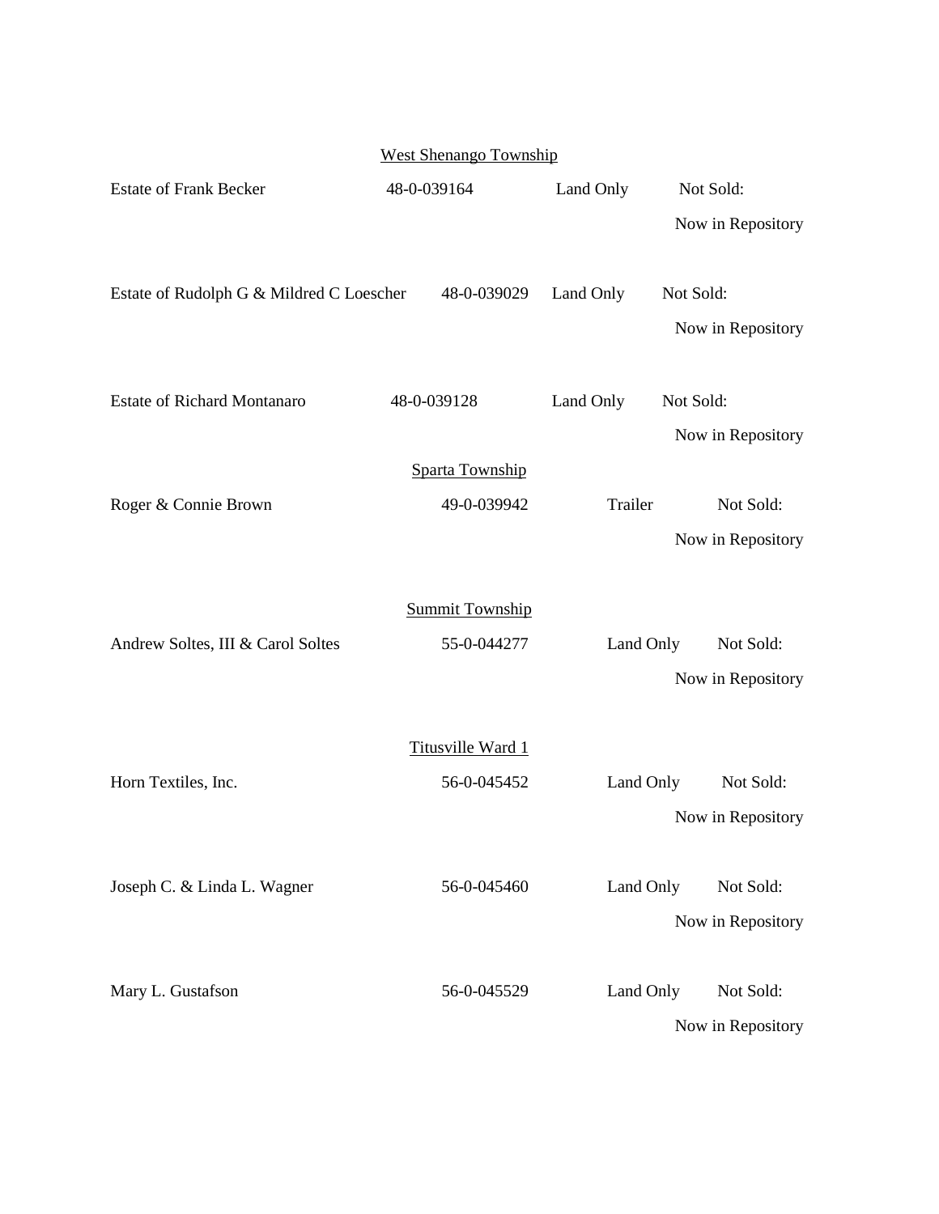<u>West Shenango Township</u>

| | | | |
|---|---|---|---|
| Estate of Frank Becker | 48-0-039164 | Land Only | Not Sold: Now in Repository |
| Estate of Rudolph G & Mildred C Loescher | 48-0-039029 | Land Only | Not Sold: Now in Repository |
| Estate of Richard Montanaro | 48-0-039128 | Land Only | Not Sold: Now in Repository |

<u>Sparta Township</u>

| | | | |
|---|---|---|---|
| Roger & Connie Brown | 49-0-039942 | Trailer | Not Sold: Now in Repository |

<u>Summit Township</u>

| | | | |
|---|---|---|---|
| Andrew Soltes, III & Carol Soltes | 55-0-044277 | Land Only | Not Sold: Now in Repository |

<u>Titusville Ward 1</u>

| | | | |
|---|---|---|---|
| Horn Textiles, Inc. | 56-0-045452 | Land Only | Not Sold: Now in Repository |
| Joseph C. & Linda L. Wagner | 56-0-045460 | Land Only | Not Sold: Now in Repository |
| Mary L. Gustafson | 56-0-045529 | Land Only | Not Sold: Now in Repository |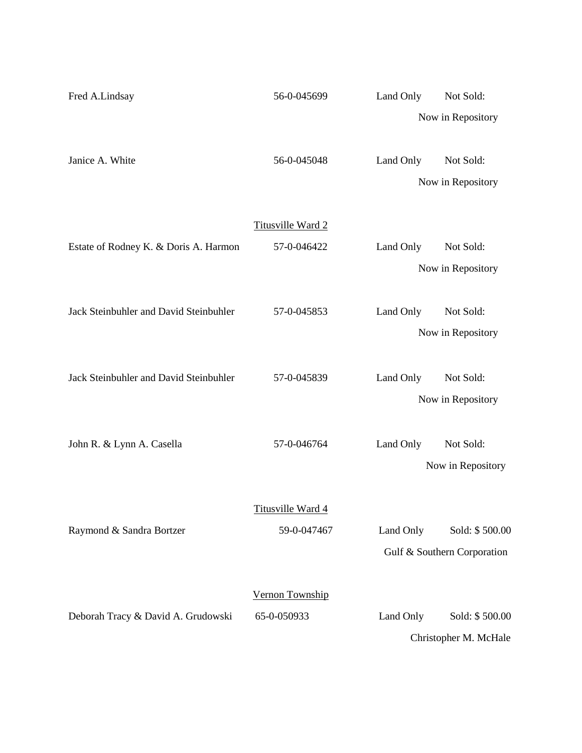| | | | |
|---|---|---|---|
| Fred A.Lindsay | 56-0-045699 | Land Only | Not Sold: Now in Repository |
| Janice A. White | 56-0-045048 | Land Only | Not Sold: Now in Repository |
| | Titusville Ward 2 | | |
| Estate of Rodney K. & Doris A. Harmon | 57-0-046422 | Land Only | Not Sold: Now in Repository |
| Jack Steinbuhler and David Steinbuhler | 57-0-045853 | Land Only | Not Sold: Now in Repository |
| Jack Steinbuhler and David Steinbuhler | 57-0-045839 | Land Only | Not Sold: Now in Repository |
| John R. & Lynn A. Casella | 57-0-046764 | Land Only | Not Sold: Now in Repository |
| | Titusville Ward 4 | | |
| Raymond & Sandra Bortzer | 59-0-047467 | Land Only | Sold: $ 500.00 Gulf & Southern Corporation |
| | Vernon Township | | |
| Deborah Tracy & David A. Grudowski | 65-0-050933 | Land Only | Sold: $ 500.00 Christopher M. McHale |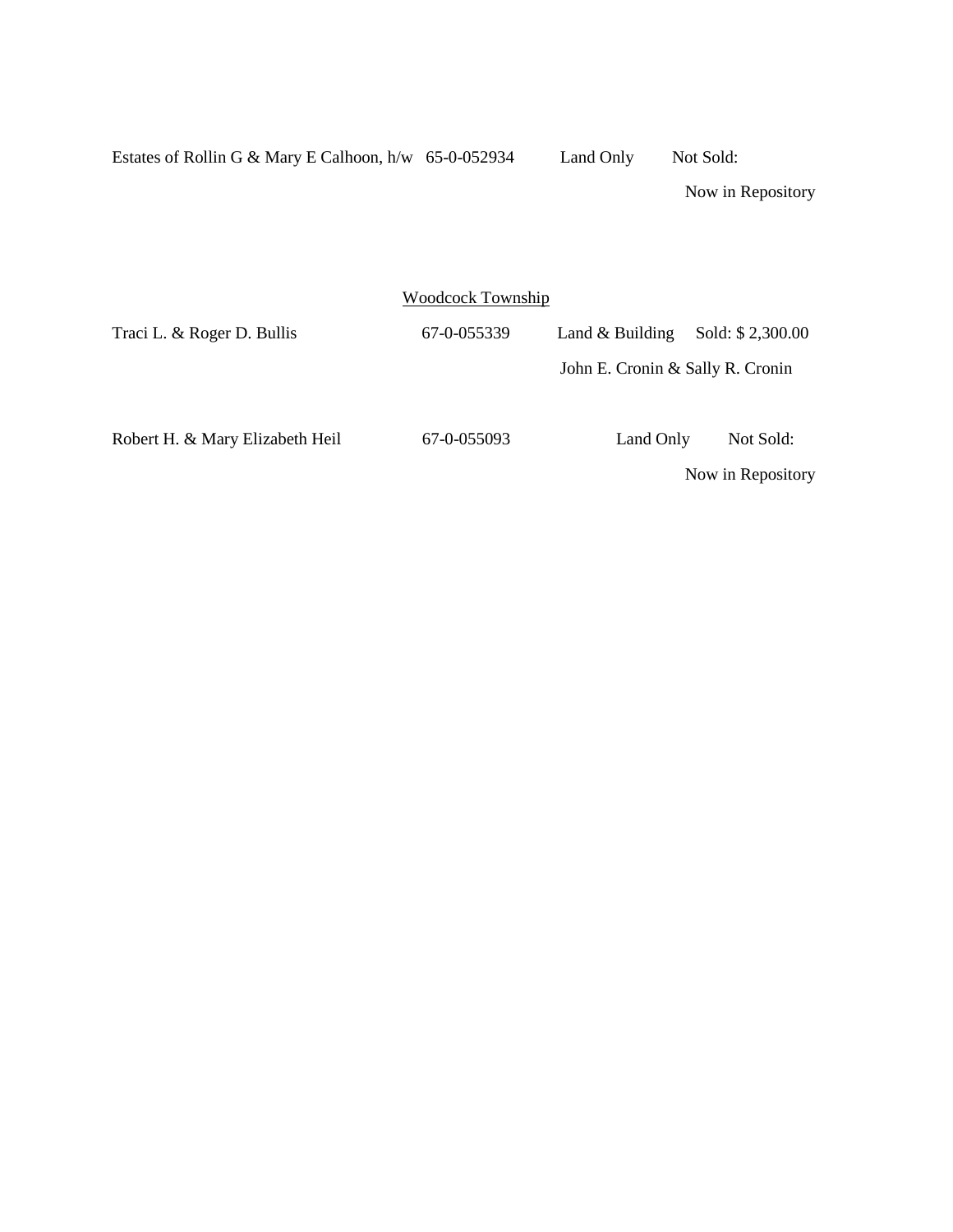| | | | |
|---|---|---|---|
| Estates of Rollin G & Mary E Calhoon, h/w | 65-0-052934 | Land Only | Not Sold: Now in Repository |

<u>Woodcock Township</u>

| | | | |
|---|---|---|---|
| Traci L. & Roger D. Bullis | 67-0-055339 | Land & Building | Sold: $ 2,300.00 John E. Cronin & Sally R. Cronin |
| Robert H. & Mary Elizabeth Heil | 67-0-055093 | Land Only | Not Sold: Now in Repository |